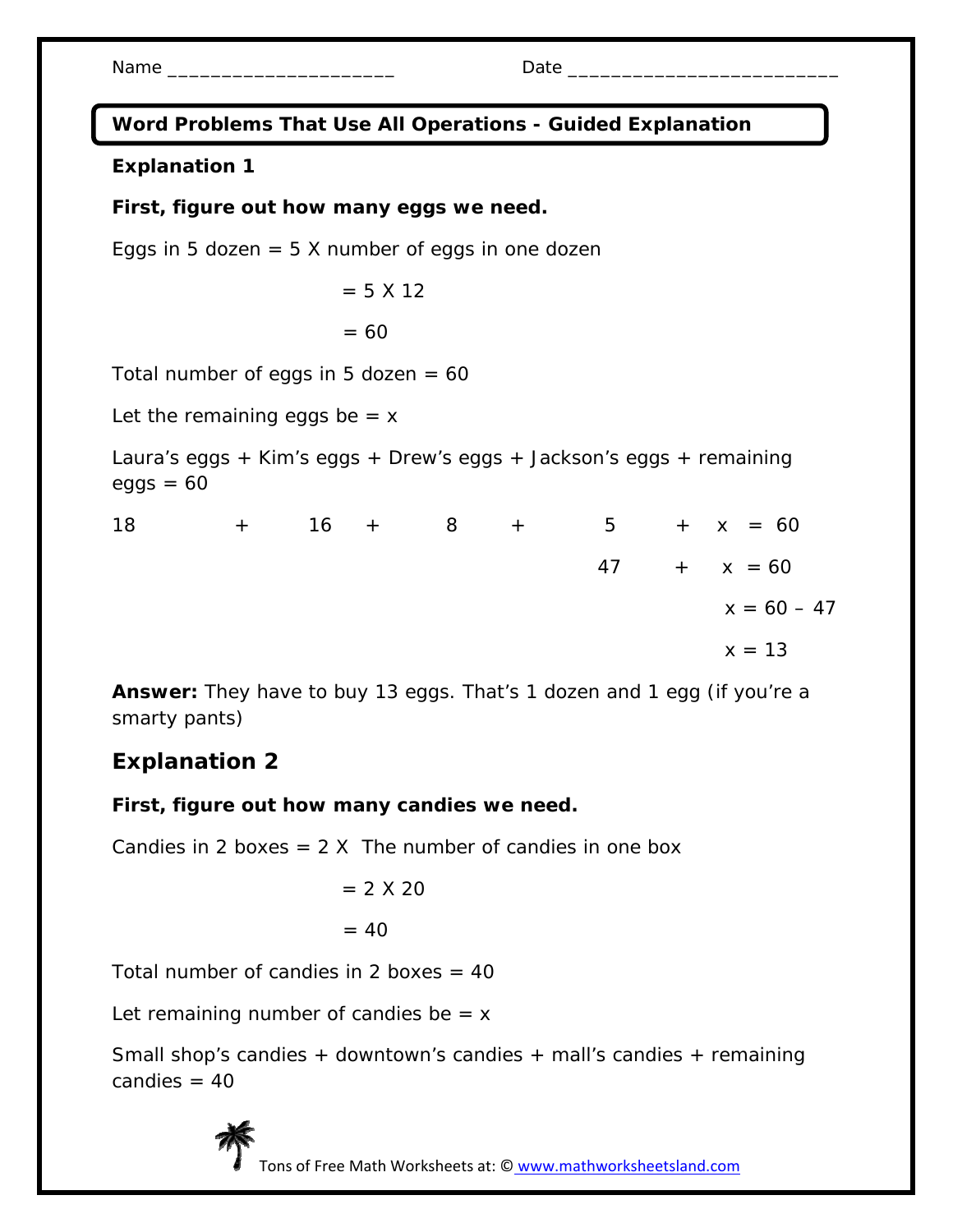Name ____________________ Date ________________________

## Word Problems That Use All Operations - Guided Explanation

**Explanation 1**

**First, figure out how many eggs we need.**

Eggs in 5 dozen = 5 X number of eggs in one dozen

= 5 X 12

= 60

Total number of eggs in 5 dozen = 60

Let the remaining eggs be = x

Laura's eggs + Kim's eggs + Drew's eggs + Jackson's eggs + remaining eggs = 60

$18 + 16 + 8 + 5 + x = 60$

$47 + x = 60$

$x = 60 – 47$

$x = 13$

**Answer:** They have to buy 13 eggs. That's 1 dozen and 1 egg (if you're a smarty pants)

## Explanation 2

**First, figure out how many candies we need.**

Candies in 2 boxes = 2 X The number of candies in one box

= 2 X 20

= 40

Total number of candies in 2 boxes = 40

Let remaining number of candies be = x

Small shop's candies + downtown's candies + mall's candies + remaining candies = 40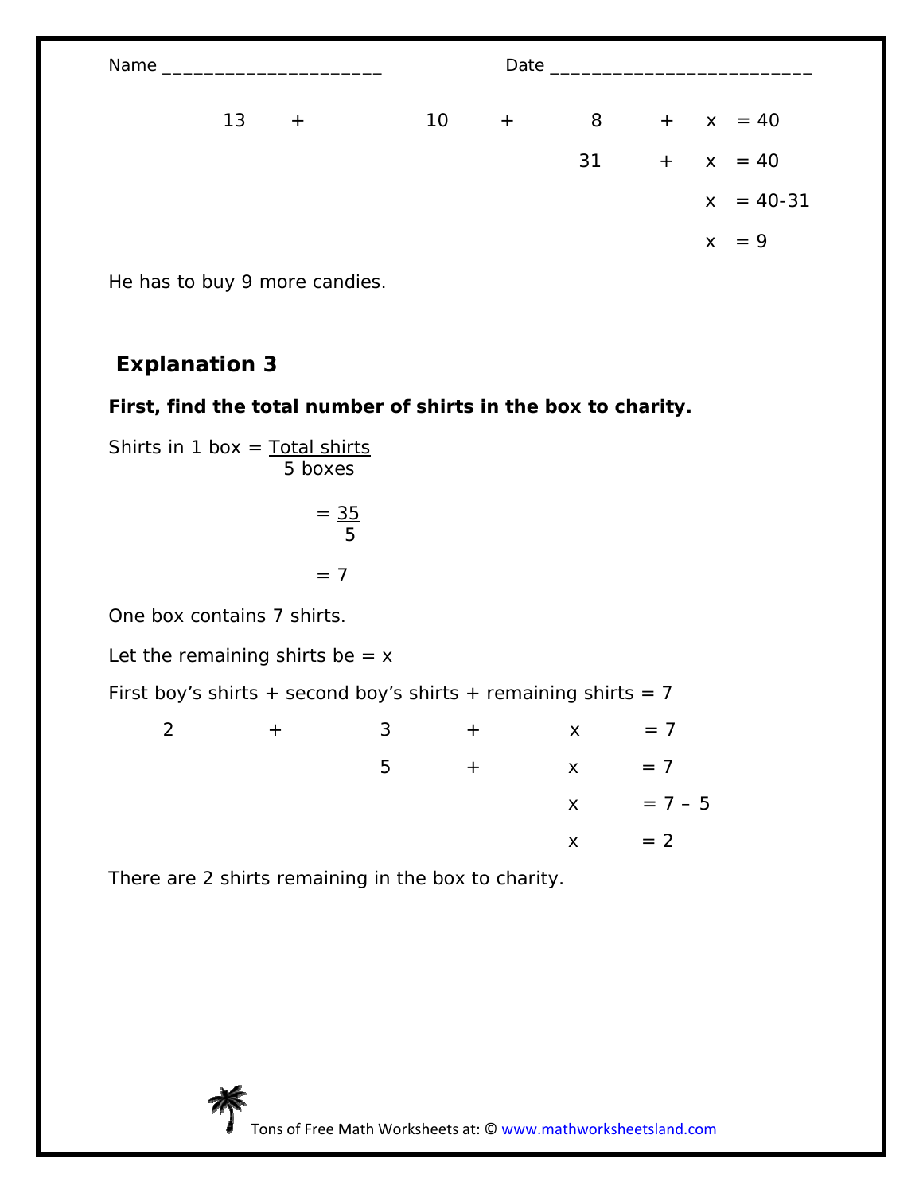Name ____________________ Date ________________________

$$13 + 10 + 8 + x = 40$$

$$31 + x = 40$$

$$x = 40 - 31$$

$$x = 9$$

He has to buy 9 more candies.

## Explanation 3

**First, find the total number of shirts in the box to charity.**

$$\text{Shirts in 1 box} = \frac{\text{Total shirts}}{\text{5 boxes}}$$

$$= \frac{35}{5}$$

$$= 7$$

One box contains 7 shirts.

Let the remaining shirts be = x

First boy's shirts + second boy's shirts + remaining shirts = 7

$$2 + 3 + x = 7$$

$$5 + x = 7$$

$$x = 7 - 5$$

$$x = 2$$

There are 2 shirts remaining in the box to charity.